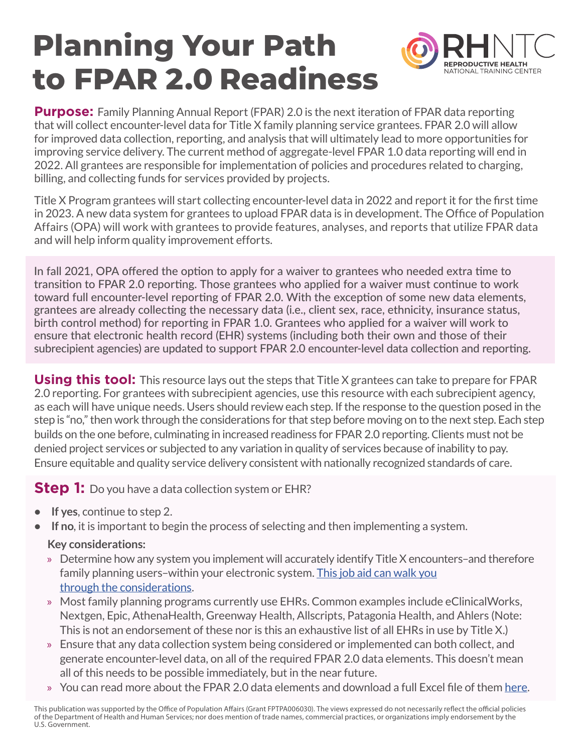# Planning Your Path to FPAR 2.0 Readiness

RHNTC
REPRODUCTIVE HEALTH NATIONAL TRAINING CENTER

**Purpose:** Family Planning Annual Report (FPAR) 2.0 is the next iteration of FPAR data reporting that will collect encounter-level data for Title X family planning service grantees. FPAR 2.0 will allow for improved data collection, reporting, and analysis that will ultimately lead to more opportunities for improving service delivery. The current method of aggregate-level FPAR 1.0 data reporting will end in 2022. All grantees are responsible for implementation of policies and procedures related to charging, billing, and collecting funds for services provided by projects.

Title X Program grantees will start collecting encounter-level data in 2022 and report it for the first time in 2023. A new data system for grantees to upload FPAR data is in development. The Office of Population Affairs (OPA) will work with grantees to provide features, analyses, and reports that utilize FPAR data and will help inform quality improvement efforts.

In fall 2021, OPA offered the option to apply for a waiver to grantees who needed extra time to transition to FPAR 2.0 reporting. Those grantees who applied for a waiver must continue to work toward full encounter-level reporting of FPAR 2.0. With the exception of some new data elements, grantees are already collecting the necessary data (i.e., client sex, race, ethnicity, insurance status, birth control method) for reporting in FPAR 1.0. Grantees who applied for a waiver will work to ensure that electronic health record (EHR) systems (including both their own and those of their subrecipient agencies) are updated to support FPAR 2.0 encounter-level data collection and reporting.

**Using this tool:** This resource lays out the steps that Title X grantees can take to prepare for FPAR 2.0 reporting. For grantees with subrecipient agencies, use this resource with each subrecipient agency, as each will have unique needs. Users should review each step. If the response to the question posed in the step is "no," then work through the considerations for that step before moving on to the next step. Each step builds on the one before, culminating in increased readiness for FPAR 2.0 reporting. Clients must not be denied project services or subjected to any variation in quality of services because of inability to pay. Ensure equitable and quality service delivery consistent with nationally recognized standards of care.

## Step 1: Do you have a data collection system or EHR?

- **If yes**, continue to step 2.
- **If no**, it is important to begin the process of selecting and then implementing a system.

  **Key considerations:**

  - Determine how any system you implement will accurately identify Title X encounters–and therefore family planning users–within your electronic system. [This job aid can walk you through the considerations](#).
  - Most family planning programs currently use EHRs. Common examples include eClinicalWorks, Nextgen, Epic, AthenaHealth, Greenway Health, Allscripts, Patagonia Health, and Ahlers (Note: This is not an endorsement of these nor is this an exhaustive list of all EHRs in use by Title X.)
  - Ensure that any data collection system being considered or implemented can both collect, and generate encounter-level data, on all of the required FPAR 2.0 data elements. This doesn't mean all of this needs to be possible immediately, but in the near future.
  - You can read more about the FPAR 2.0 data elements and download a full Excel file of them [here](#).

This publication was supported by the Office of Population Affairs (Grant FPTPA006030). The views expressed do not necessarily reflect the official policies of the Department of Health and Human Services; nor does mention of trade names, commercial practices, or organizations imply endorsement by the U.S. Government.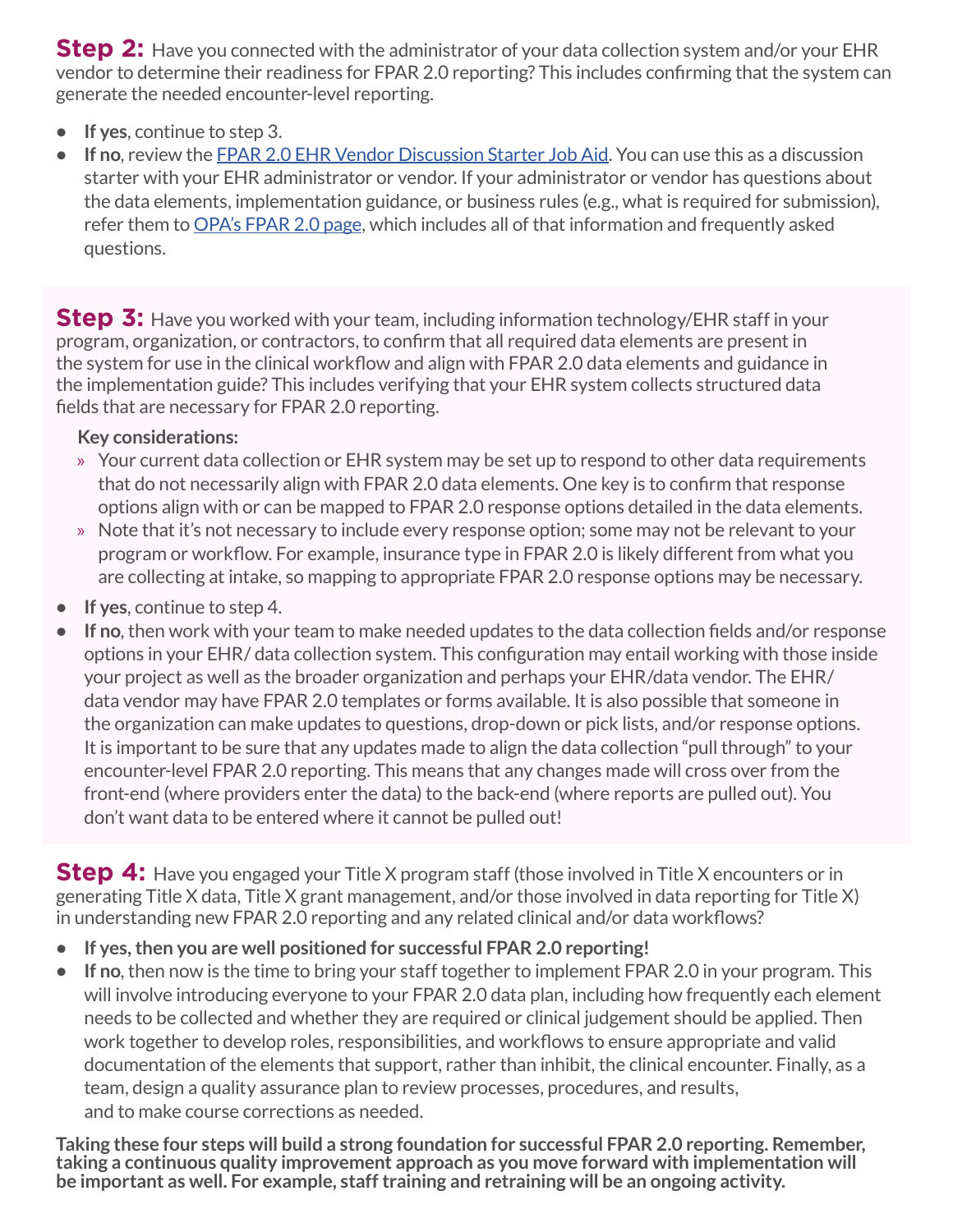**Step 2:** Have you connected with the administrator of your data collection system and/or your EHR vendor to determine their readiness for FPAR 2.0 reporting? This includes confirming that the system can generate the needed encounter-level reporting.

- **If yes**, continue to step 3.
- **If no**, review the FPAR 2.0 EHR Vendor Discussion Starter Job Aid. You can use this as a discussion starter with your EHR administrator or vendor. If your administrator or vendor has questions about the data elements, implementation guidance, or business rules (e.g., what is required for submission), refer them to OPA's FPAR 2.0 page, which includes all of that information and frequently asked questions.

**Step 3:** Have you worked with your team, including information technology/EHR staff in your program, organization, or contractors, to confirm that all required data elements are present in the system for use in the clinical workflow and align with FPAR 2.0 data elements and guidance in the implementation guide? This includes verifying that your EHR system collects structured data fields that are necessary for FPAR 2.0 reporting.

**Key considerations:**

- Your current data collection or EHR system may be set up to respond to other data requirements that do not necessarily align with FPAR 2.0 data elements. One key is to confirm that response options align with or can be mapped to FPAR 2.0 response options detailed in the data elements.
- Note that it's not necessary to include every response option; some may not be relevant to your program or workflow. For example, insurance type in FPAR 2.0 is likely different from what you are collecting at intake, so mapping to appropriate FPAR 2.0 response options may be necessary.

- **If yes**, continue to step 4.
- **If no**, then work with your team to make needed updates to the data collection fields and/or response options in your EHR/ data collection system. This configuration may entail working with those inside your project as well as the broader organization and perhaps your EHR/data vendor. The EHR/ data vendor may have FPAR 2.0 templates or forms available. It is also possible that someone in the organization can make updates to questions, drop-down or pick lists, and/or response options. It is important to be sure that any updates made to align the data collection "pull through" to your encounter-level FPAR 2.0 reporting. This means that any changes made will cross over from the front-end (where providers enter the data) to the back-end (where reports are pulled out). You don't want data to be entered where it cannot be pulled out!

**Step 4:** Have you engaged your Title X program staff (those involved in Title X encounters or in generating Title X data, Title X grant management, and/or those involved in data reporting for Title X) in understanding new FPAR 2.0 reporting and any related clinical and/or data workflows?

- **If yes, then you are well positioned for successful FPAR 2.0 reporting!**
- **If no**, then now is the time to bring your staff together to implement FPAR 2.0 in your program. This will involve introducing everyone to your FPAR 2.0 data plan, including how frequently each element needs to be collected and whether they are required or clinical judgement should be applied. Then work together to develop roles, responsibilities, and workflows to ensure appropriate and valid documentation of the elements that support, rather than inhibit, the clinical encounter. Finally, as a team, design a quality assurance plan to review processes, procedures, and results, and to make course corrections as needed.

**Taking these four steps will build a strong foundation for successful FPAR 2.0 reporting. Remember, taking a continuous quality improvement approach as you move forward with implementation will be important as well. For example, staff training and retraining will be an ongoing activity.**